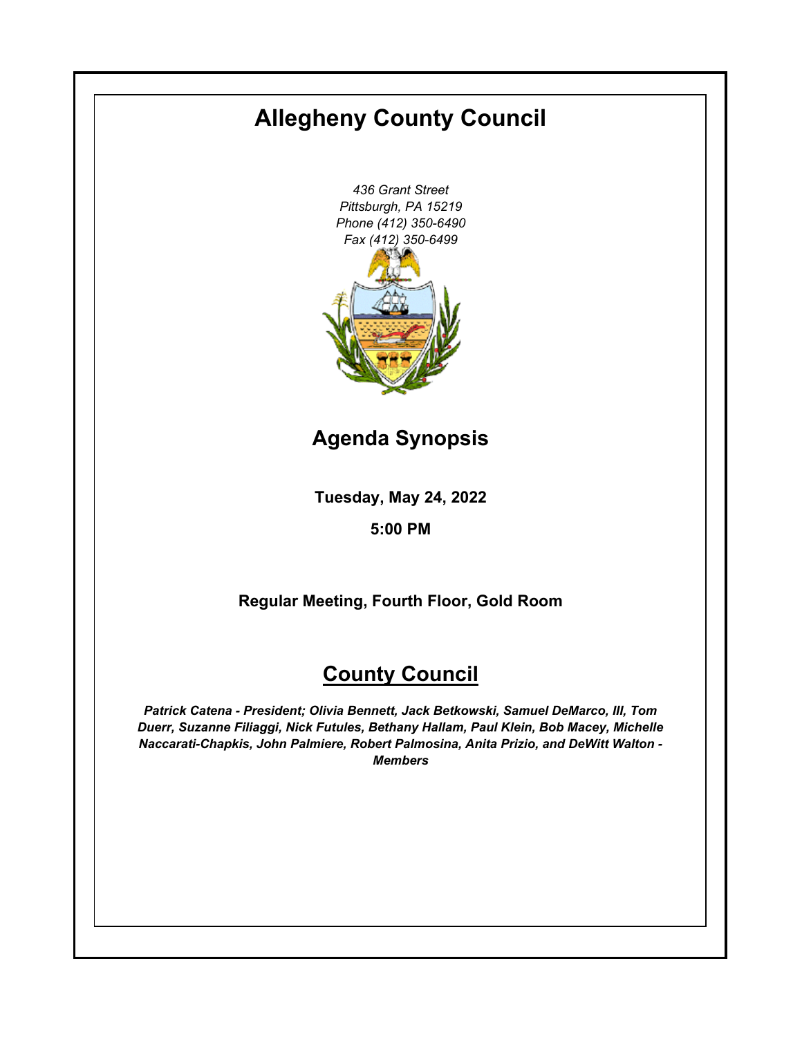# Allegheny County Council

*436 Grant Street*
*Pittsburgh, PA 15219*
*Phone (412) 350-6490*
*Fax (412) 350-6499*

## Agenda Synopsis

**Tuesday, May 24, 2022**

**5:00 PM**

**Regular Meeting, Fourth Floor, Gold Room**

## County Council

***Patrick Catena - President; Olivia Bennett, Jack Betkowski, Samuel DeMarco, III, Tom Duerr, Suzanne Filiaggi, Nick Futules, Bethany Hallam, Paul Klein, Bob Macey, Michelle Naccarati-Chapkis, John Palmiere, Robert Palmosina, Anita Prizio, and DeWitt Walton - Members***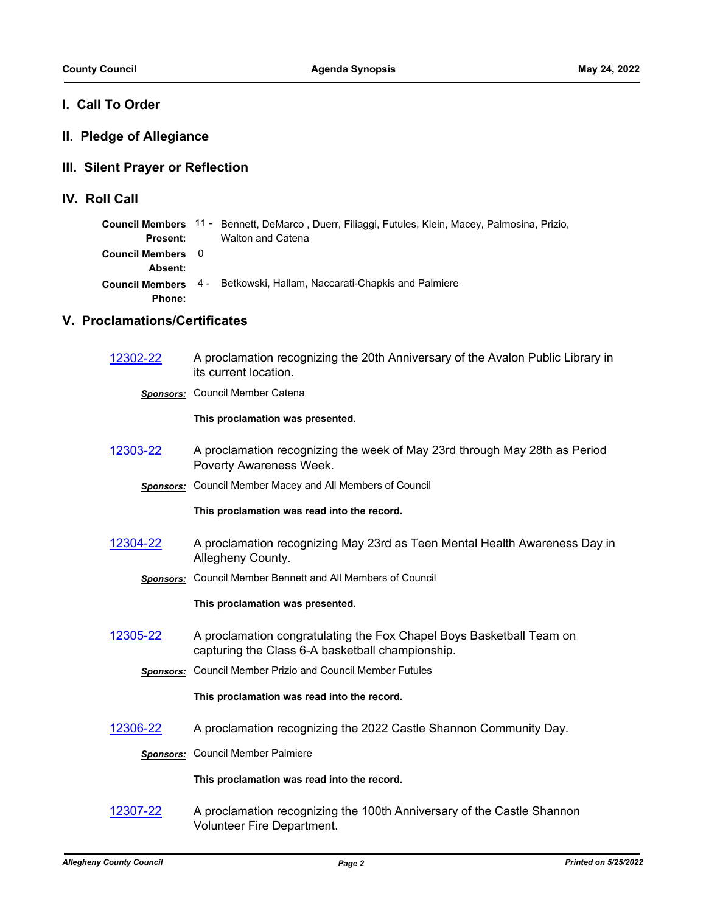## I. Call To Order

## II. Pledge of Allegiance

## III. Silent Prayer or Reflection

## IV. Roll Call

**Council Members Present:** 11 - Bennett, DeMarco , Duerr, Filiaggi, Futules, Klein, Macey, Palmosina, Prizio, Walton and Catena

**Council Members Absent:** 0

**Council Members Phone:** 4 - Betkowski, Hallam, Naccarati-Chapkis and Palmiere

## V. Proclamations/Certificates

[12302-22] A proclamation recognizing the 20th Anniversary of the Avalon Public Library in its current location.

***Sponsors:*** Council Member Catena

**This proclamation was presented.**

[12303-22] A proclamation recognizing the week of May 23rd through May 28th as Period Poverty Awareness Week.

***Sponsors:*** Council Member Macey and All Members of Council

**This proclamation was read into the record.**

[12304-22] A proclamation recognizing May 23rd as Teen Mental Health Awareness Day in Allegheny County.

***Sponsors:*** Council Member Bennett and All Members of Council

**This proclamation was presented.**

[12305-22] A proclamation congratulating the Fox Chapel Boys Basketball Team on capturing the Class 6-A basketball championship.

***Sponsors:*** Council Member Prizio and Council Member Futules

**This proclamation was read into the record.**

[12306-22] A proclamation recognizing the 2022 Castle Shannon Community Day.

***Sponsors:*** Council Member Palmiere

**This proclamation was read into the record.**

[12307-22] A proclamation recognizing the 100th Anniversary of the Castle Shannon Volunteer Fire Department.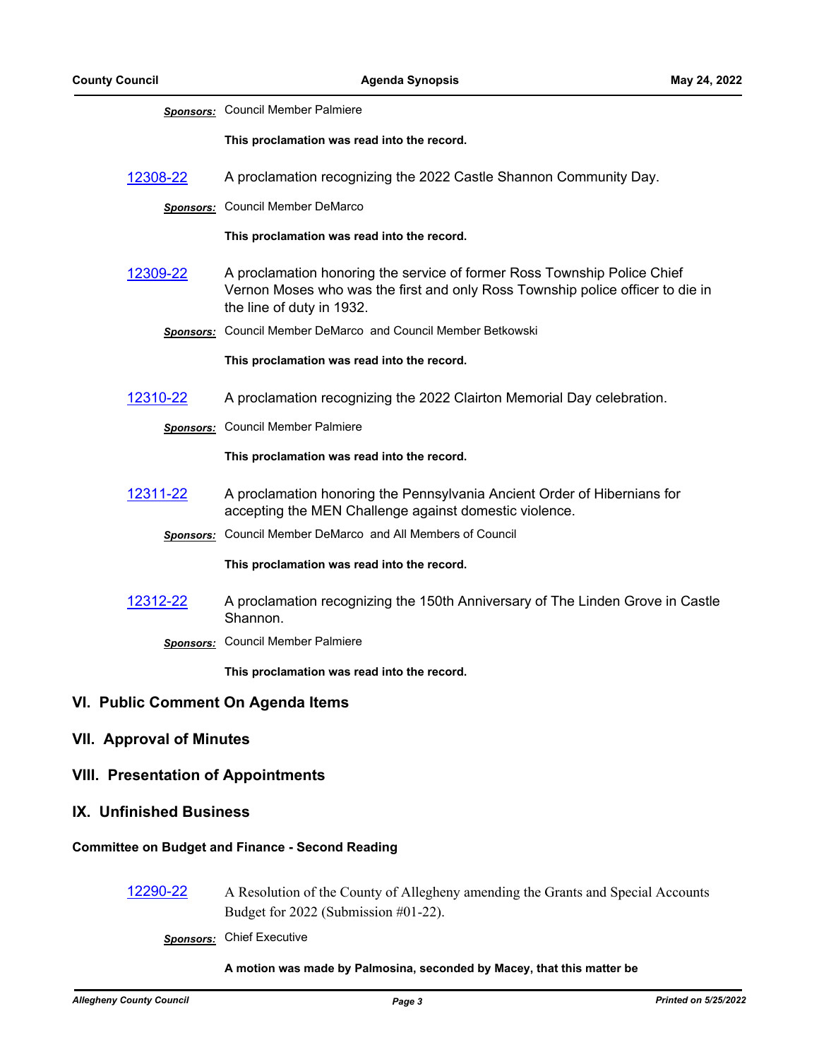***Sponsors:*** Council Member Palmiere

**This proclamation was read into the record.**

12308-22 A proclamation recognizing the 2022 Castle Shannon Community Day.

***Sponsors:*** Council Member DeMarco

**This proclamation was read into the record.**

12309-22 A proclamation honoring the service of former Ross Township Police Chief Vernon Moses who was the first and only Ross Township police officer to die in the line of duty in 1932.

***Sponsors:*** Council Member DeMarco and Council Member Betkowski

**This proclamation was read into the record.**

12310-22 A proclamation recognizing the 2022 Clairton Memorial Day celebration.

***Sponsors:*** Council Member Palmiere

**This proclamation was read into the record.**

12311-22 A proclamation honoring the Pennsylvania Ancient Order of Hibernians for accepting the MEN Challenge against domestic violence.

***Sponsors:*** Council Member DeMarco and All Members of Council

**This proclamation was read into the record.**

12312-22 A proclamation recognizing the 150th Anniversary of The Linden Grove in Castle Shannon.

***Sponsors:*** Council Member Palmiere

**This proclamation was read into the record.**

## VI. Public Comment On Agenda Items

## VII. Approval of Minutes

## VIII. Presentation of Appointments

## IX. Unfinished Business

### Committee on Budget and Finance - Second Reading

12290-22 A Resolution of the County of Allegheny amending the Grants and Special Accounts Budget for 2022 (Submission #01-22).

***Sponsors:*** Chief Executive

**A motion was made by Palmosina, seconded by Macey, that this matter be**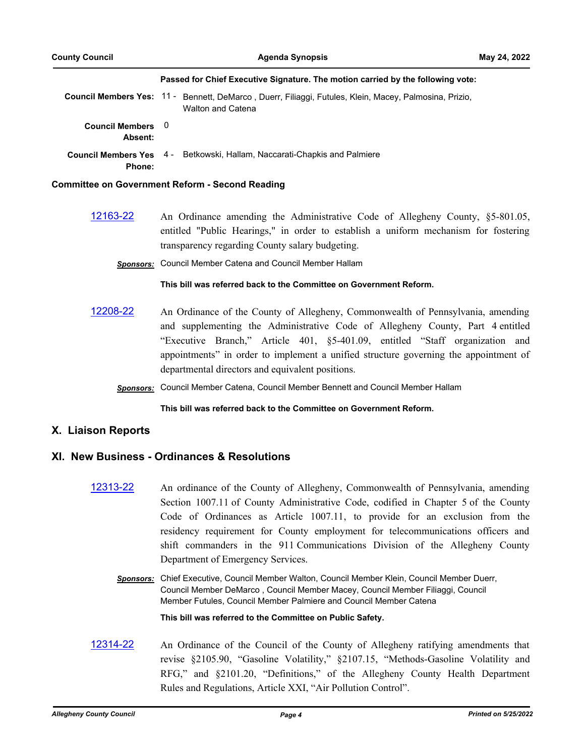**Passed for Chief Executive Signature. The motion carried by the following vote:**

**Council Members Yes:** 11 - Bennett, DeMarco , Duerr, Filiaggi, Futules, Klein, Macey, Palmosina, Prizio, Walton and Catena

**Council Members Absent:** 0

**Council Members Yes Phone:** 4 - Betkowski, Hallam, Naccarati-Chapkis and Palmiere

**Committee on Government Reform - Second Reading**

12163-22 An Ordinance amending the Administrative Code of Allegheny County, §5-801.05, entitled "Public Hearings," in order to establish a uniform mechanism for fostering transparency regarding County salary budgeting.

***Sponsors:*** Council Member Catena and Council Member Hallam

**This bill was referred back to the Committee on Government Reform.**

12208-22 An Ordinance of the County of Allegheny, Commonwealth of Pennsylvania, amending and supplementing the Administrative Code of Allegheny County, Part 4 entitled "Executive Branch," Article 401, §5-401.09, entitled "Staff organization and appointments" in order to implement a unified structure governing the appointment of departmental directors and equivalent positions.

***Sponsors:*** Council Member Catena, Council Member Bennett and Council Member Hallam

**This bill was referred back to the Committee on Government Reform.**

## X. Liaison Reports

## XI. New Business - Ordinances & Resolutions

12313-22 An ordinance of the County of Allegheny, Commonwealth of Pennsylvania, amending Section 1007.11 of County Administrative Code, codified in Chapter 5 of the County Code of Ordinances as Article 1007.11, to provide for an exclusion from the residency requirement for County employment for telecommunications officers and shift commanders in the 911 Communications Division of the Allegheny County Department of Emergency Services.

***Sponsors:*** Chief Executive, Council Member Walton, Council Member Klein, Council Member Duerr, Council Member DeMarco , Council Member Macey, Council Member Filiaggi, Council Member Futules, Council Member Palmiere and Council Member Catena

**This bill was referred to the Committee on Public Safety.**

12314-22 An Ordinance of the Council of the County of Allegheny ratifying amendments that revise §2105.90, "Gasoline Volatility," §2107.15, "Methods-Gasoline Volatility and RFG," and §2101.20, "Definitions," of the Allegheny County Health Department Rules and Regulations, Article XXI, "Air Pollution Control".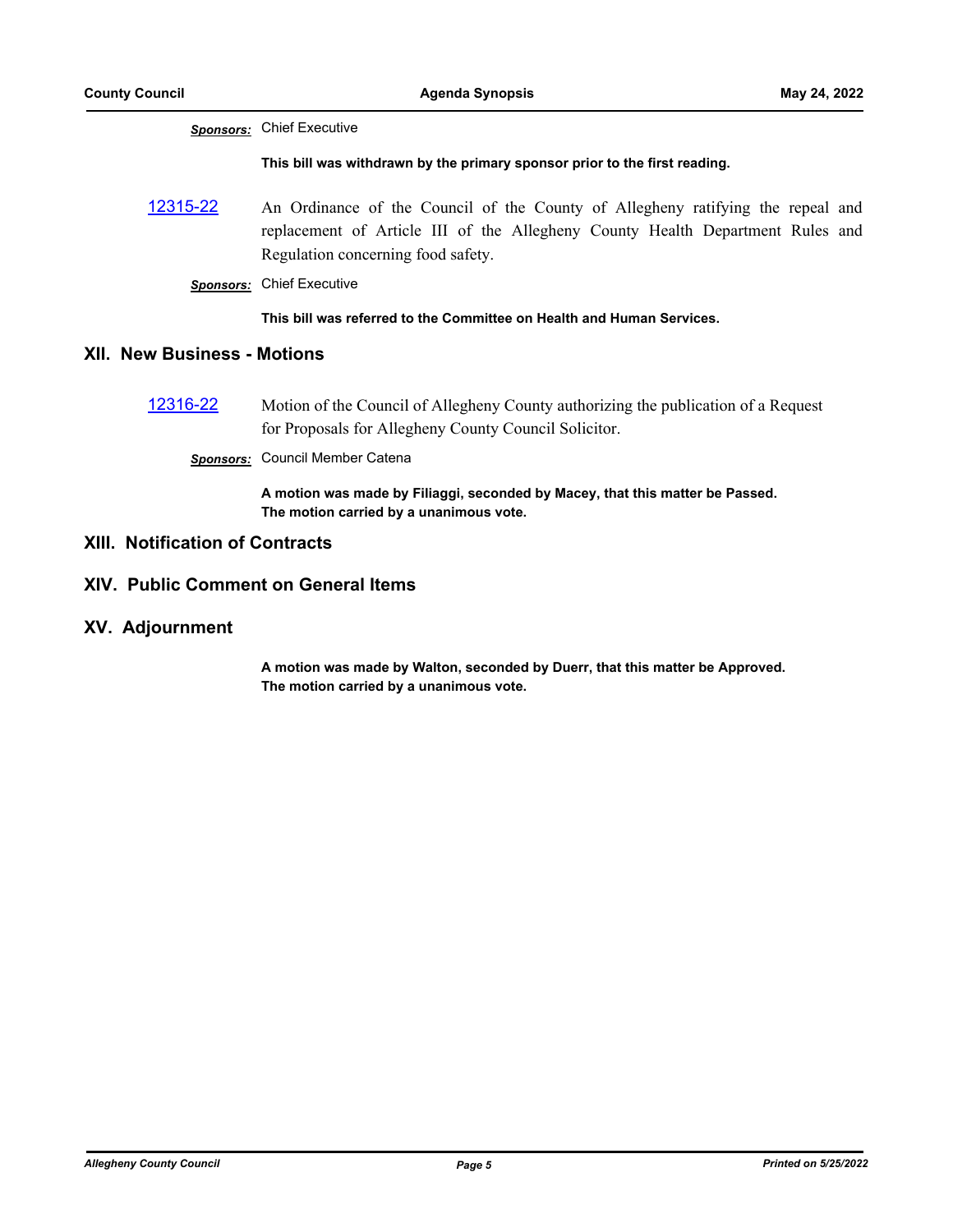***Sponsors:*** Chief Executive

**This bill was withdrawn by the primary sponsor prior to the first reading.**

12315-22 An Ordinance of the Council of the County of Allegheny ratifying the repeal and replacement of Article III of the Allegheny County Health Department Rules and Regulation concerning food safety.

***Sponsors:*** Chief Executive

**This bill was referred to the Committee on Health and Human Services.**

## XII. New Business - Motions

12316-22 Motion of the Council of Allegheny County authorizing the publication of a Request for Proposals for Allegheny County Council Solicitor.

***Sponsors:*** Council Member Catena

**A motion was made by Filiaggi, seconded by Macey, that this matter be Passed. The motion carried by a unanimous vote.**

## XIII. Notification of Contracts

## XIV. Public Comment on General Items

## XV. Adjournment

**A motion was made by Walton, seconded by Duerr, that this matter be Approved. The motion carried by a unanimous vote.**